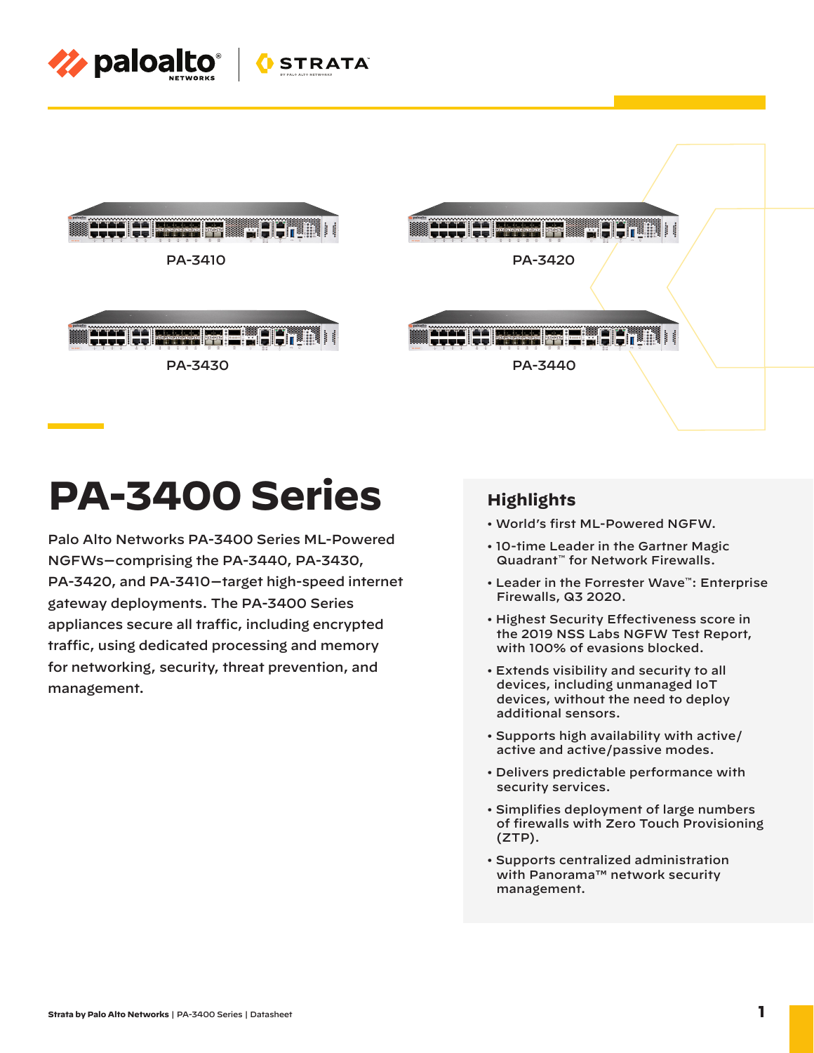PA-3410

PA-3420

PA-3430

PA-3440

# PA-3400 Series

Palo Alto Networks PA-3400 Series ML-Powered NGFWs—comprising the PA-3440, PA-3430, PA-3420, and PA-3410—target high-speed internet gateway deployments. The PA-3400 Series appliances secure all traffic, including encrypted traffic, using dedicated processing and memory for networking, security, threat prevention, and management.

## Highlights

- World's first ML-Powered NGFW.
- 10-time Leader in the Gartner Magic Quadrant™ for Network Firewalls.
- Leader in the Forrester Wave™: Enterprise Firewalls, Q3 2020.
- Highest Security Effectiveness score in the 2019 NSS Labs NGFW Test Report, with 100% of evasions blocked.
- Extends visibility and security to all devices, including unmanaged IoT devices, without the need to deploy additional sensors.
- Supports high availability with active/active and active/passive modes.
- Delivers predictable performance with security services.
- Simplifies deployment of large numbers of firewalls with Zero Touch Provisioning (ZTP).
- Supports centralized administration with Panorama™ network security management.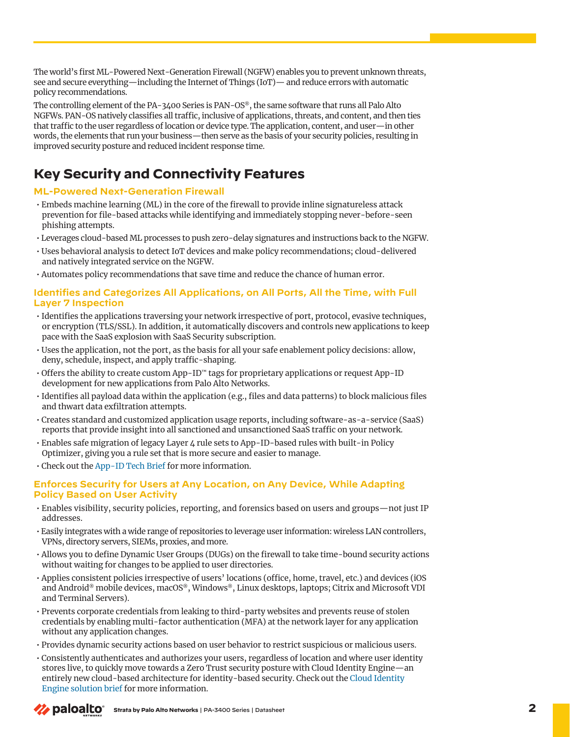The world's first ML-Powered Next-Generation Firewall (NGFW) enables you to prevent unknown threats, see and secure everything—including the Internet of Things (IoT)— and reduce errors with automatic policy recommendations.

The controlling element of the PA-3400 Series is PAN-OS®, the same software that runs all Palo Alto NGFWs. PAN-OS natively classifies all traffic, inclusive of applications, threats, and content, and then ties that traffic to the user regardless of location or device type. The application, content, and user—in other words, the elements that run your business—then serve as the basis of your security policies, resulting in improved security posture and reduced incident response time.

## Key Security and Connectivity Features

### ML-Powered Next-Generation Firewall

- Embeds machine learning (ML) in the core of the firewall to provide inline signatureless attack prevention for file-based attacks while identifying and immediately stopping never-before-seen phishing attempts.
- Leverages cloud-based ML processes to push zero-delay signatures and instructions back to the NGFW.
- Uses behavioral analysis to detect IoT devices and make policy recommendations; cloud-delivered and natively integrated service on the NGFW.
- Automates policy recommendations that save time and reduce the chance of human error.

### Identifies and Categorizes All Applications, on All Ports, All the Time, with Full Layer 7 Inspection

- Identifies the applications traversing your network irrespective of port, protocol, evasive techniques, or encryption (TLS/SSL). In addition, it automatically discovers and controls new applications to keep pace with the SaaS explosion with SaaS Security subscription.
- Uses the application, not the port, as the basis for all your safe enablement policy decisions: allow, deny, schedule, inspect, and apply traffic-shaping.
- Offers the ability to create custom App-ID™ tags for proprietary applications or request App-ID development for new applications from Palo Alto Networks.
- Identifies all payload data within the application (e.g., files and data patterns) to block malicious files and thwart data exfiltration attempts.
- Creates standard and customized application usage reports, including software-as-a-service (SaaS) reports that provide insight into all sanctioned and unsanctioned SaaS traffic on your network.
- Enables safe migration of legacy Layer 4 rule sets to App-ID-based rules with built-in Policy Optimizer, giving you a rule set that is more secure and easier to manage.
- Check out the App-ID Tech Brief for more information.

### Enforces Security for Users at Any Location, on Any Device, While Adapting Policy Based on User Activity

- Enables visibility, security policies, reporting, and forensics based on users and groups—not just IP addresses.
- Easily integrates with a wide range of repositories to leverage user information: wireless LAN controllers, VPNs, directory servers, SIEMs, proxies, and more.
- Allows you to define Dynamic User Groups (DUGs) on the firewall to take time-bound security actions without waiting for changes to be applied to user directories.
- Applies consistent policies irrespective of users' locations (office, home, travel, etc.) and devices (iOS and Android® mobile devices, macOS®, Windows®, Linux desktops, laptops; Citrix and Microsoft VDI and Terminal Servers).
- Prevents corporate credentials from leaking to third-party websites and prevents reuse of stolen credentials by enabling multi-factor authentication (MFA) at the network layer for any application without any application changes.
- Provides dynamic security actions based on user behavior to restrict suspicious or malicious users.
- Consistently authenticates and authorizes your users, regardless of location and where user identity stores live, to quickly move towards a Zero Trust security posture with Cloud Identity Engine—an entirely new cloud-based architecture for identity-based security. Check out the Cloud Identity Engine solution brief for more information.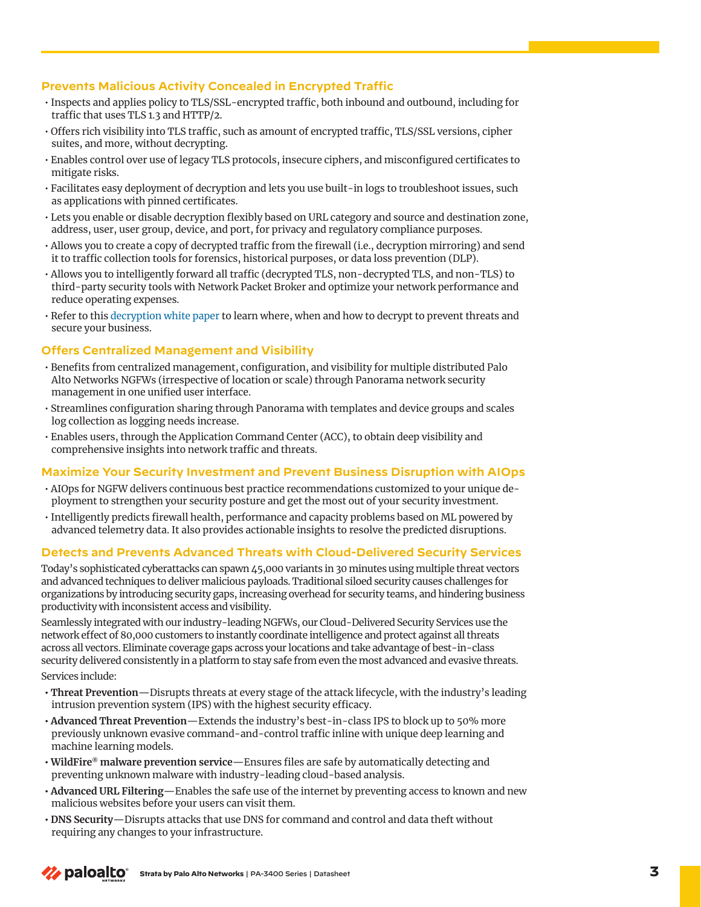## Prevents Malicious Activity Concealed in Encrypted Traffic

- Inspects and applies policy to TLS/SSL-encrypted traffic, both inbound and outbound, including for traffic that uses TLS 1.3 and HTTP/2.
- Offers rich visibility into TLS traffic, such as amount of encrypted traffic, TLS/SSL versions, cipher suites, and more, without decrypting.
- Enables control over use of legacy TLS protocols, insecure ciphers, and misconfigured certificates to mitigate risks.
- Facilitates easy deployment of decryption and lets you use built-in logs to troubleshoot issues, such as applications with pinned certificates.
- Lets you enable or disable decryption flexibly based on URL category and source and destination zone, address, user, user group, device, and port, for privacy and regulatory compliance purposes.
- Allows you to create a copy of decrypted traffic from the firewall (i.e., decryption mirroring) and send it to traffic collection tools for forensics, historical purposes, or data loss prevention (DLP).
- Allows you to intelligently forward all traffic (decrypted TLS, non-decrypted TLS, and non-TLS) to third-party security tools with Network Packet Broker and optimize your network performance and reduce operating expenses.
- Refer to this decryption white paper to learn where, when and how to decrypt to prevent threats and secure your business.

## Offers Centralized Management and Visibility

- Benefits from centralized management, configuration, and visibility for multiple distributed Palo Alto Networks NGFWs (irrespective of location or scale) through Panorama network security management in one unified user interface.
- Streamlines configuration sharing through Panorama with templates and device groups and scales log collection as logging needs increase.
- Enables users, through the Application Command Center (ACC), to obtain deep visibility and comprehensive insights into network traffic and threats.

## Maximize Your Security Investment and Prevent Business Disruption with AIOps

- AIOps for NGFW delivers continuous best practice recommendations customized to your unique deployment to strengthen your security posture and get the most out of your security investment.
- Intelligently predicts firewall health, performance and capacity problems based on ML powered by advanced telemetry data. It also provides actionable insights to resolve the predicted disruptions.

## Detects and Prevents Advanced Threats with Cloud-Delivered Security Services

Today's sophisticated cyberattacks can spawn 45,000 variants in 30 minutes using multiple threat vectors and advanced techniques to deliver malicious payloads. Traditional siloed security causes challenges for organizations by introducing security gaps, increasing overhead for security teams, and hindering business productivity with inconsistent access and visibility.

Seamlessly integrated with our industry-leading NGFWs, our Cloud-Delivered Security Services use the network effect of 80,000 customers to instantly coordinate intelligence and protect against all threats across all vectors. Eliminate coverage gaps across your locations and take advantage of best-in-class security delivered consistently in a platform to stay safe from even the most advanced and evasive threats.

Services include:

- **Threat Prevention**—Disrupts threats at every stage of the attack lifecycle, with the industry's leading intrusion prevention system (IPS) with the highest security efficacy.
- **Advanced Threat Prevention**—Extends the industry's best-in-class IPS to block up to 50% more previously unknown evasive command-and-control traffic inline with unique deep learning and machine learning models.
- **WildFire® malware prevention service**—Ensures files are safe by automatically detecting and preventing unknown malware with industry-leading cloud-based analysis.
- **Advanced URL Filtering**—Enables the safe use of the internet by preventing access to known and new malicious websites before your users can visit them.
- **DNS Security**—Disrupts attacks that use DNS for command and control and data theft without requiring any changes to your infrastructure.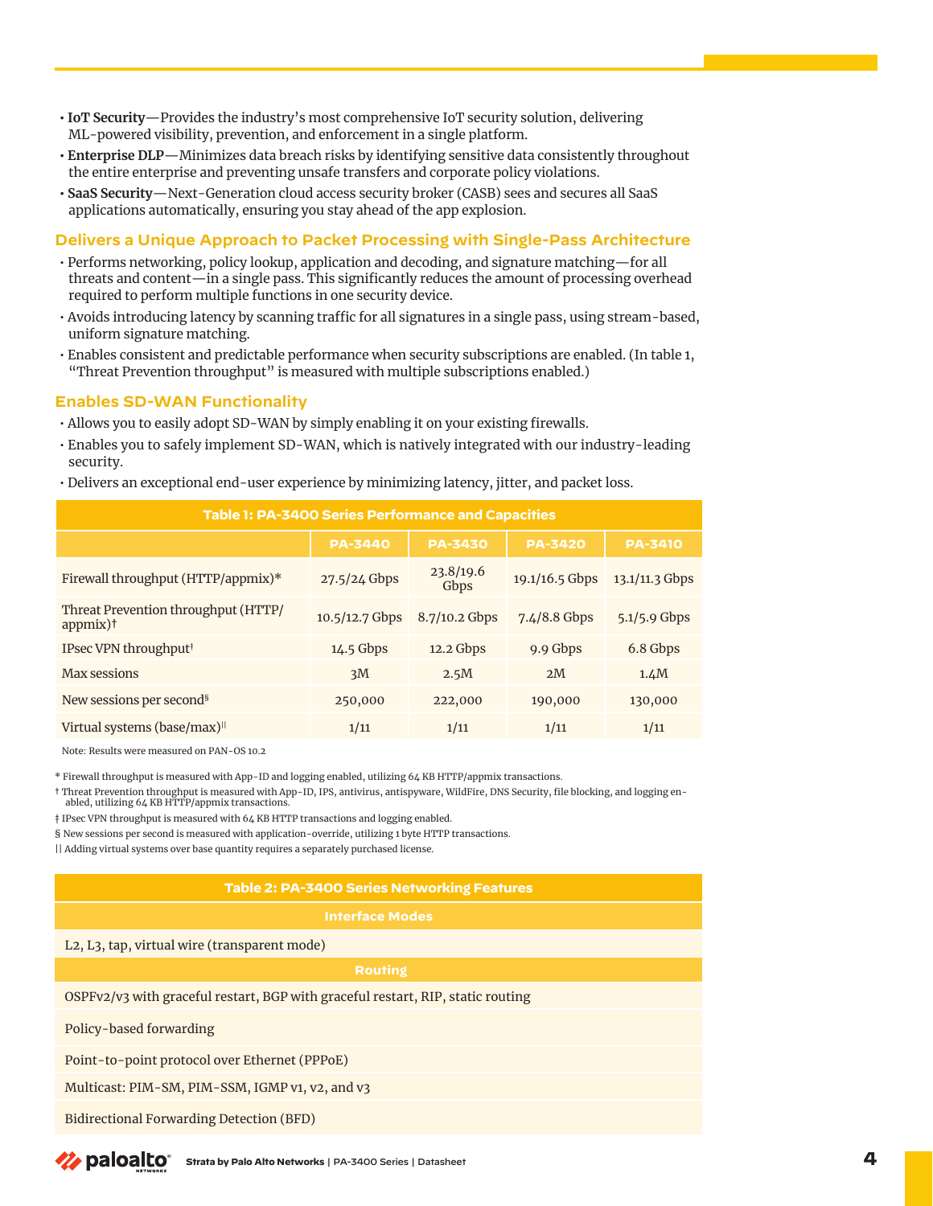- **IoT Security**—Provides the industry's most comprehensive IoT security solution, delivering ML-powered visibility, prevention, and enforcement in a single platform.
- **Enterprise DLP**—Minimizes data breach risks by identifying sensitive data consistently throughout the entire enterprise and preventing unsafe transfers and corporate policy violations.
- **SaaS Security**—Next-Generation cloud access security broker (CASB) sees and secures all SaaS applications automatically, ensuring you stay ahead of the app explosion.

### Delivers a Unique Approach to Packet Processing with Single-Pass Architecture

- Performs networking, policy lookup, application and decoding, and signature matching—for all threats and content—in a single pass. This significantly reduces the amount of processing overhead required to perform multiple functions in one security device.
- Avoids introducing latency by scanning traffic for all signatures in a single pass, using stream-based, uniform signature matching.
- Enables consistent and predictable performance when security subscriptions are enabled. (In table 1, "Threat Prevention throughput" is measured with multiple subscriptions enabled.)

### Enables SD-WAN Functionality

- Allows you to easily adopt SD-WAN by simply enabling it on your existing firewalls.
- Enables you to safely implement SD-WAN, which is natively integrated with our industry-leading security.
- Delivers an exceptional end-user experience by minimizing latency, jitter, and packet loss.

**Table 1: PA-3400 Series Performance and Capacities**

| | PA-3440 | PA-3430 | PA-3420 | PA-3410 |
|---|---|---|---|---|
| Firewall throughput (HTTP/appmix)* | 27.5/24 Gbps | 23.8/19.6 Gbps | 19.1/16.5 Gbps | 13.1/11.3 Gbps |
| Threat Prevention throughput (HTTP/appmix)† | 10.5/12.7 Gbps | 8.7/10.2 Gbps | 7.4/8.8 Gbps | 5.1/5.9 Gbps |
| IPsec VPN throughput‡ | 14.5 Gbps | 12.2 Gbps | 9.9 Gbps | 6.8 Gbps |
| Max sessions | 3M | 2.5M | 2M | 1.4M |
| New sessions per second§ | 250,000 | 222,000 | 190,000 | 130,000 |
| Virtual systems (base/max)‖ | 1/11 | 1/11 | 1/11 | 1/11 |

Note: Results were measured on PAN-OS 10.2

* Firewall throughput is measured with App-ID and logging enabled, utilizing 64 KB HTTP/appmix transactions.

† Threat Prevention throughput is measured with App-ID, IPS, antivirus, antispyware, WildFire, DNS Security, file blocking, and logging enabled, utilizing 64 KB HTTP/appmix transactions.

‡ IPsec VPN throughput is measured with 64 KB HTTP transactions and logging enabled.

§ New sessions per second is measured with application-override, utilizing 1 byte HTTP transactions.

‖ Adding virtual systems over base quantity requires a separately purchased license.

**Table 2: PA-3400 Series Networking Features**

| Interface Modes |
|---|
| L2, L3, tap, virtual wire (transparent mode) |
| **Routing** |
| OSPFv2/v3 with graceful restart, BGP with graceful restart, RIP, static routing |
| Policy-based forwarding |
| Point-to-point protocol over Ethernet (PPPoE) |
| Multicast: PIM-SM, PIM-SSM, IGMP v1, v2, and v3 |
| Bidirectional Forwarding Detection (BFD) |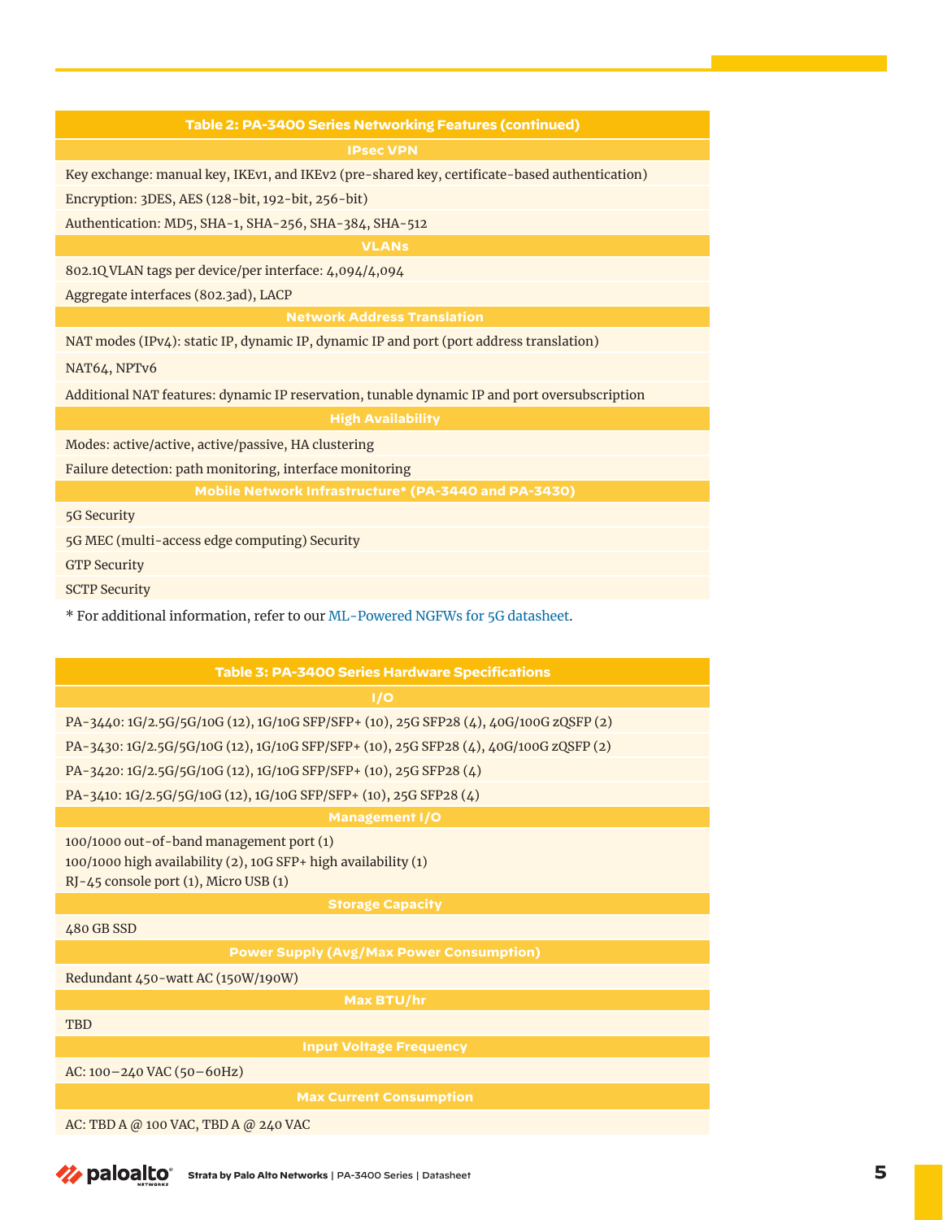| Table 2: PA-3400 Series Networking Features (continued) |
| --- |
| **IPsec VPN** |
| Key exchange: manual key, IKEv1, and IKEv2 (pre-shared key, certificate-based authentication) |
| Encryption: 3DES, AES (128-bit, 192-bit, 256-bit) |
| Authentication: MD5, SHA-1, SHA-256, SHA-384, SHA-512 |
| **VLANs** |
| 802.1Q VLAN tags per device/per interface: 4,094/4,094 |
| Aggregate interfaces (802.3ad), LACP |
| **Network Address Translation** |
| NAT modes (IPv4): static IP, dynamic IP, dynamic IP and port (port address translation) |
| NAT64, NPTv6 |
| Additional NAT features: dynamic IP reservation, tunable dynamic IP and port oversubscription |
| **High Availability** |
| Modes: active/active, active/passive, HA clustering |
| Failure detection: path monitoring, interface monitoring |
| **Mobile Network Infrastructure* (PA-3440 and PA-3430)** |
| 5G Security |
| 5G MEC (multi-access edge computing) Security |
| GTP Security |
| SCTP Security |

* For additional information, refer to our ML-Powered NGFWs for 5G datasheet.

| Table 3: PA-3400 Series Hardware Specifications |
| --- |
| **I/O** |
| PA-3440: 1G/2.5G/5G/10G (12), 1G/10G SFP/SFP+ (10), 25G SFP28 (4), 40G/100G zQSFP (2) |
| PA-3430: 1G/2.5G/5G/10G (12), 1G/10G SFP/SFP+ (10), 25G SFP28 (4), 40G/100G zQSFP (2) |
| PA-3420: 1G/2.5G/5G/10G (12), 1G/10G SFP/SFP+ (10), 25G SFP28 (4) |
| PA-3410: 1G/2.5G/5G/10G (12), 1G/10G SFP/SFP+ (10), 25G SFP28 (4) |
| **Management I/O** |
| 100/1000 out-of-band management port (1)<br>100/1000 high availability (2), 10G SFP+ high availability (1)<br>RJ-45 console port (1), Micro USB (1) |
| **Storage Capacity** |
| 480 GB SSD |
| **Power Supply (Avg/Max Power Consumption)** |
| Redundant 450-watt AC (150W/190W) |
| **Max BTU/hr** |
| TBD |
| **Input Voltage Frequency** |
| AC: 100–240 VAC (50–60Hz) |
| **Max Current Consumption** |
| AC: TBD A @ 100 VAC, TBD A @ 240 VAC |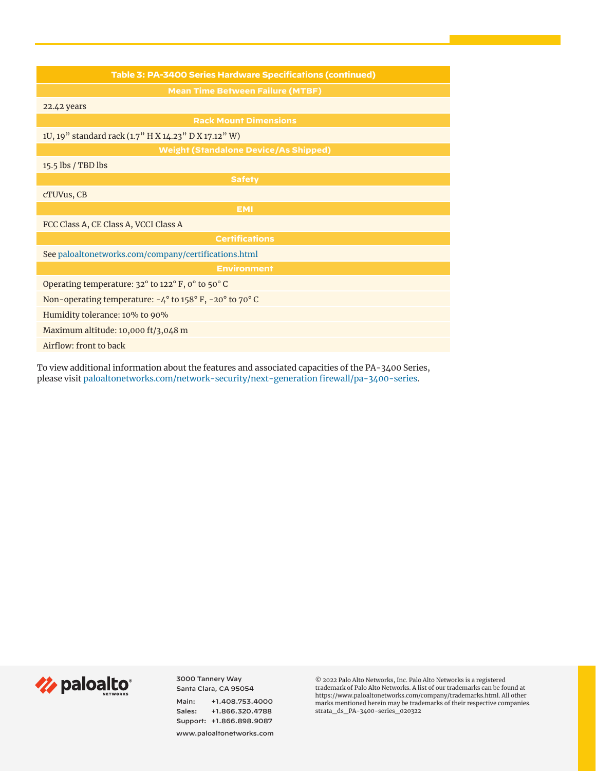| Table 3: PA-3400 Series Hardware Specifications (continued) |
|---|
| **Mean Time Between Failure (MTBF)** |
| 22.42 years |
| **Rack Mount Dimensions** |
| 1U, 19” standard rack (1.7” H X 14.23” D X 17.12” W) |
| **Weight (Standalone Device/As Shipped)** |
| 15.5 lbs / TBD lbs |
| **Safety** |
| cTUVus, CB |
| **EMI** |
| FCC Class A, CE Class A, VCCI Class A |
| **Certifications** |
| See paloaltonetworks.com/company/certifications.html |
| **Environment** |
| Operating temperature: 32° to 122° F, 0° to 50° C |
| Non-operating temperature: -4° to 158° F, -20° to 70° C |
| Humidity tolerance: 10% to 90% |
| Maximum altitude: 10,000 ft/3,048 m |
| Airflow: front to back |

To view additional information about the features and associated capacities of the PA-3400 Series, please visit paloaltonetworks.com/network-security/next-generation firewall/pa-3400-series.

3000 Tannery Way
Santa Clara, CA 95054

Main: +1.408.753.4000
Sales: +1.866.320.4788
Support: +1.866.898.9087

www.paloaltonetworks.com

© 2022 Palo Alto Networks, Inc. Palo Alto Networks is a registered trademark of Palo Alto Networks. A list of our trademarks can be found at https://www.paloaltonetworks.com/company/trademarks.html. All other marks mentioned herein may be trademarks of their respective companies. strata_ds_PA-3400-series_020322